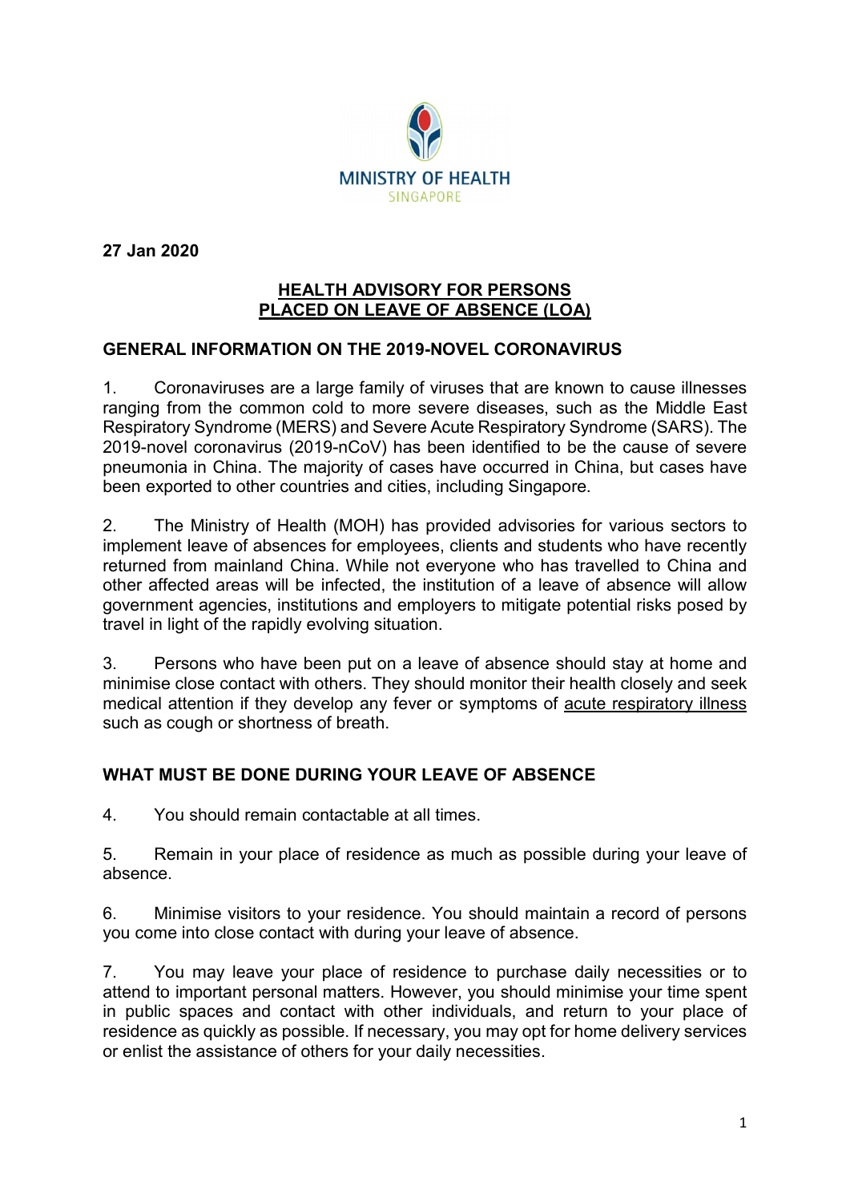MINISTRY OF HEALTH
SINGAPORE

**27 Jan 2020**

# HEALTH ADVISORY FOR PERSONS PLACED ON LEAVE OF ABSENCE (LOA)

## GENERAL INFORMATION ON THE 2019-NOVEL CORONAVIRUS

1. Coronaviruses are a large family of viruses that are known to cause illnesses ranging from the common cold to more severe diseases, such as the Middle East Respiratory Syndrome (MERS) and Severe Acute Respiratory Syndrome (SARS). The 2019-novel coronavirus (2019-nCoV) has been identified to be the cause of severe pneumonia in China. The majority of cases have occurred in China, but cases have been exported to other countries and cities, including Singapore.

2. The Ministry of Health (MOH) has provided advisories for various sectors to implement leave of absences for employees, clients and students who have recently returned from mainland China. While not everyone who has travelled to China and other affected areas will be infected, the institution of a leave of absence will allow government agencies, institutions and employers to mitigate potential risks posed by travel in light of the rapidly evolving situation.

3. Persons who have been put on a leave of absence should stay at home and minimise close contact with others. They should monitor their health closely and seek medical attention if they develop any fever or symptoms of acute respiratory illness such as cough or shortness of breath.

## WHAT MUST BE DONE DURING YOUR LEAVE OF ABSENCE

4. You should remain contactable at all times.

5. Remain in your place of residence as much as possible during your leave of absence.

6. Minimise visitors to your residence. You should maintain a record of persons you come into close contact with during your leave of absence.

7. You may leave your place of residence to purchase daily necessities or to attend to important personal matters. However, you should minimise your time spent in public spaces and contact with other individuals, and return to your place of residence as quickly as possible. If necessary, you may opt for home delivery services or enlist the assistance of others for your daily necessities.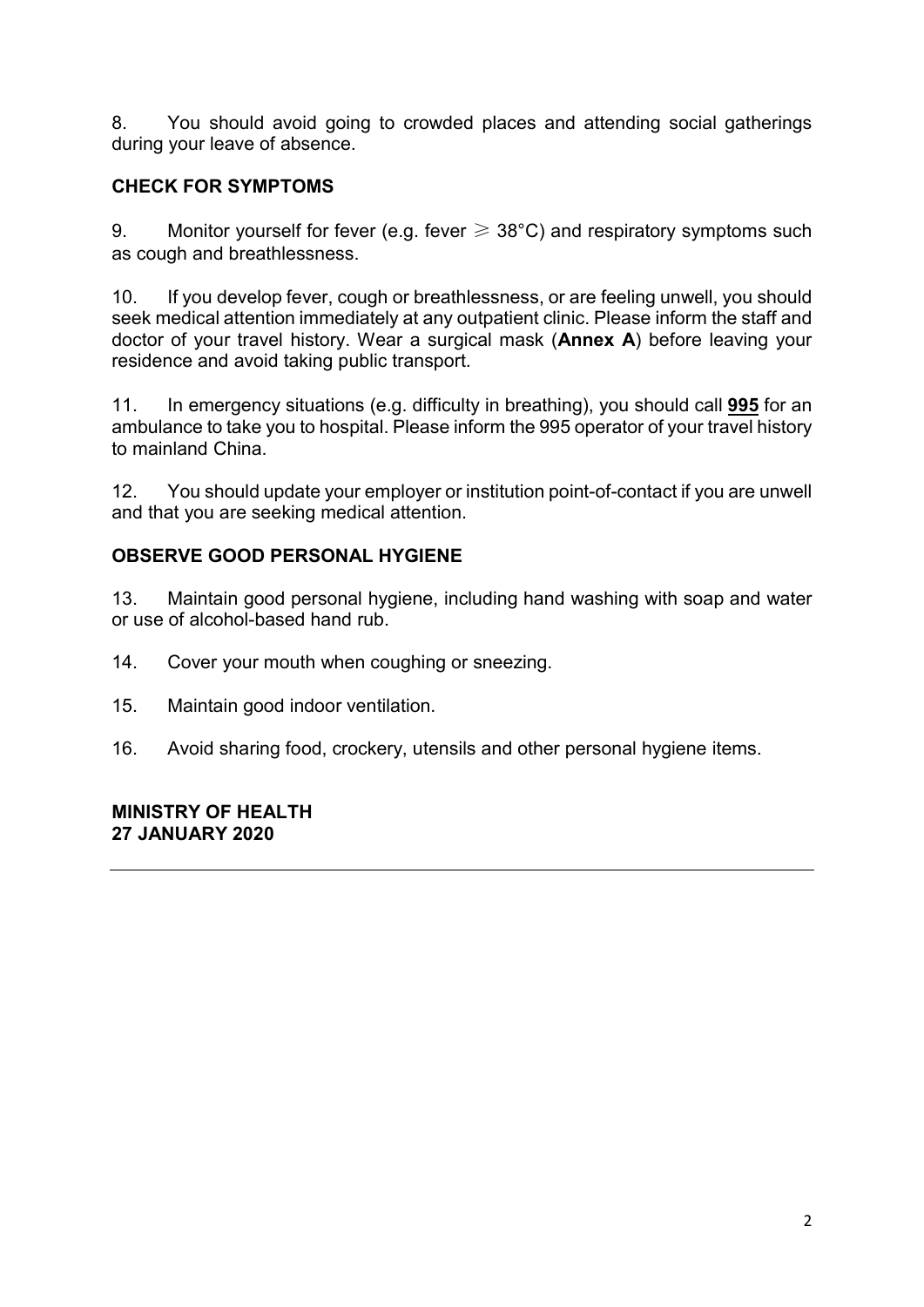8. You should avoid going to crowded places and attending social gatherings during your leave of absence.

## CHECK FOR SYMPTOMS

9. Monitor yourself for fever (e.g. fever $\geqslant$ 38°C) and respiratory symptoms such as cough and breathlessness.

10. If you develop fever, cough or breathlessness, or are feeling unwell, you should seek medical attention immediately at any outpatient clinic. Please inform the staff and doctor of your travel history. Wear a surgical mask (**Annex A**) before leaving your residence and avoid taking public transport.

11. In emergency situations (e.g. difficulty in breathing), you should call **995** for an ambulance to take you to hospital. Please inform the 995 operator of your travel history to mainland China.

12. You should update your employer or institution point-of-contact if you are unwell and that you are seeking medical attention.

## OBSERVE GOOD PERSONAL HYGIENE

13. Maintain good personal hygiene, including hand washing with soap and water or use of alcohol-based hand rub.

14. Cover your mouth when coughing or sneezing.

15. Maintain good indoor ventilation.

16. Avoid sharing food, crockery, utensils and other personal hygiene items.

**MINISTRY OF HEALTH**
**27 JANUARY 2020**

---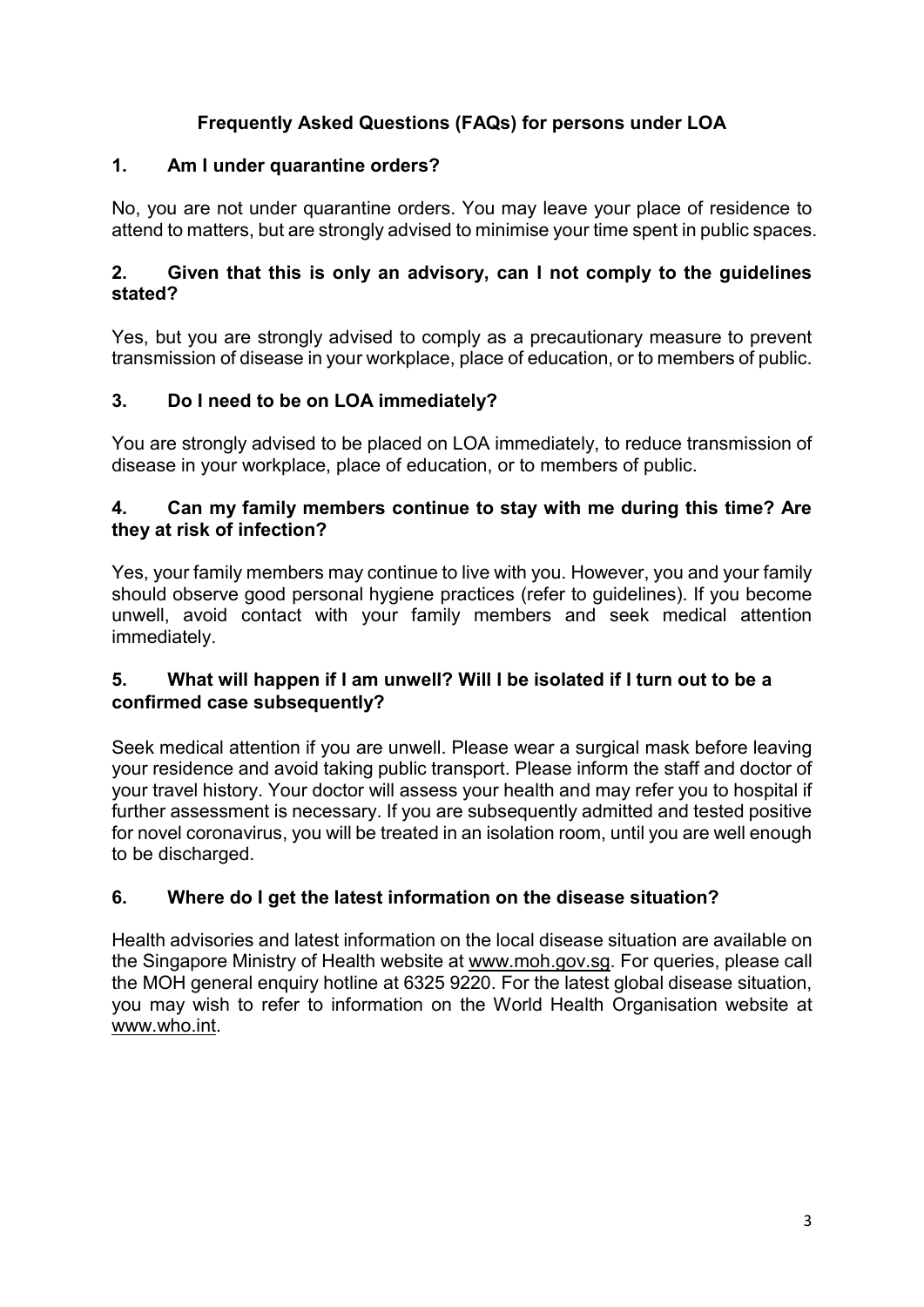## Frequently Asked Questions (FAQs) for persons under LOA

### 1. Am I under quarantine orders?

No, you are not under quarantine orders. You may leave your place of residence to attend to matters, but are strongly advised to minimise your time spent in public spaces.

### 2. Given that this is only an advisory, can I not comply to the guidelines stated?

Yes, but you are strongly advised to comply as a precautionary measure to prevent transmission of disease in your workplace, place of education, or to members of public.

### 3. Do I need to be on LOA immediately?

You are strongly advised to be placed on LOA immediately, to reduce transmission of disease in your workplace, place of education, or to members of public.

### 4. Can my family members continue to stay with me during this time? Are they at risk of infection?

Yes, your family members may continue to live with you. However, you and your family should observe good personal hygiene practices (refer to guidelines). If you become unwell, avoid contact with your family members and seek medical attention immediately.

### 5. What will happen if I am unwell? Will I be isolated if I turn out to be a confirmed case subsequently?

Seek medical attention if you are unwell. Please wear a surgical mask before leaving your residence and avoid taking public transport. Please inform the staff and doctor of your travel history. Your doctor will assess your health and may refer you to hospital if further assessment is necessary. If you are subsequently admitted and tested positive for novel coronavirus, you will be treated in an isolation room, until you are well enough to be discharged.

### 6. Where do I get the latest information on the disease situation?

Health advisories and latest information on the local disease situation are available on the Singapore Ministry of Health website at www.moh.gov.sg. For queries, please call the MOH general enquiry hotline at 6325 9220. For the latest global disease situation, you may wish to refer to information on the World Health Organisation website at www.who.int.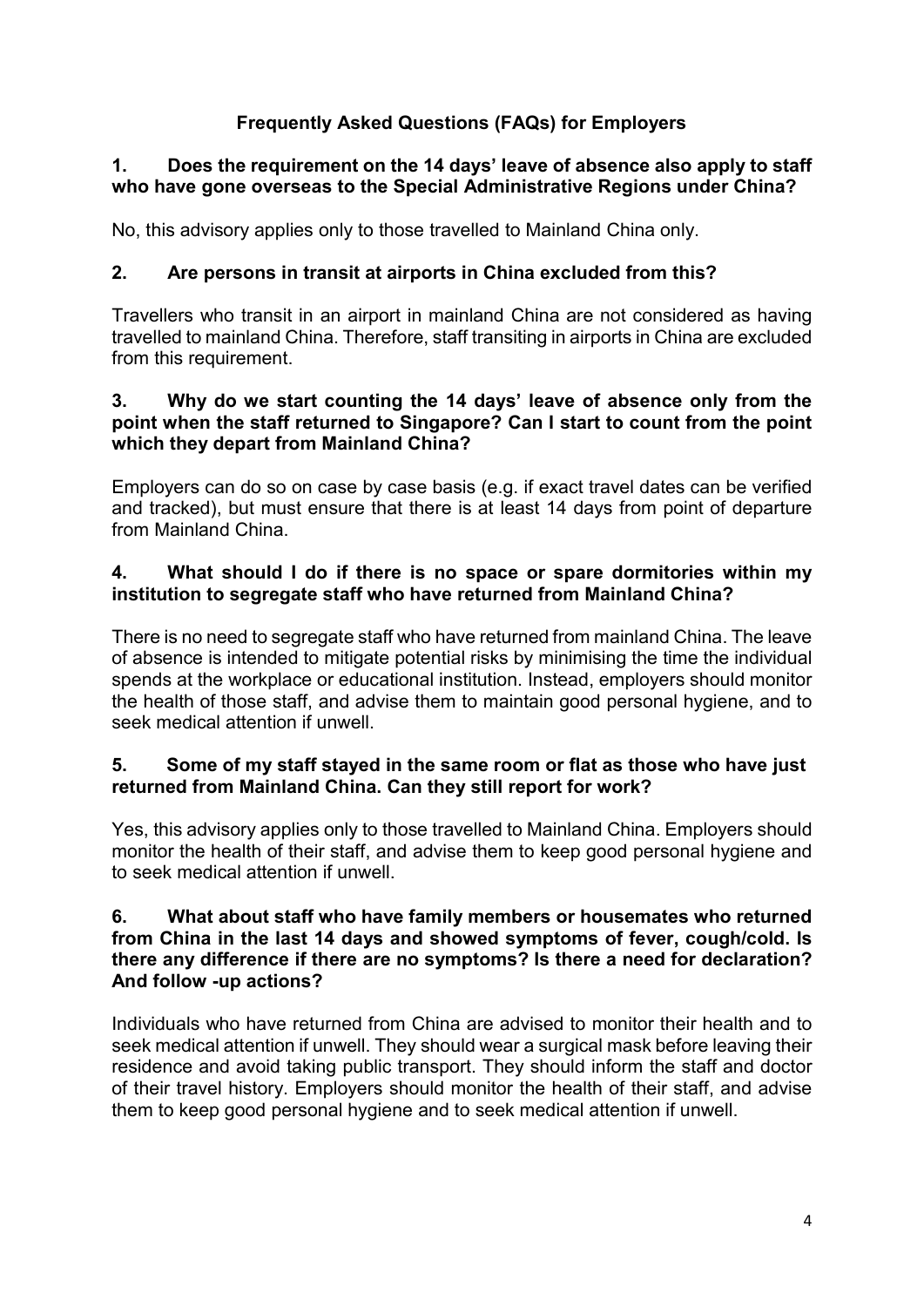## Frequently Asked Questions (FAQs) for Employers

**1. Does the requirement on the 14 days' leave of absence also apply to staff who have gone overseas to the Special Administrative Regions under China?**

No, this advisory applies only to those travelled to Mainland China only.

**2. Are persons in transit at airports in China excluded from this?**

Travellers who transit in an airport in mainland China are not considered as having travelled to mainland China. Therefore, staff transiting in airports in China are excluded from this requirement.

**3. Why do we start counting the 14 days' leave of absence only from the point when the staff returned to Singapore? Can I start to count from the point which they depart from Mainland China?**

Employers can do so on case by case basis (e.g. if exact travel dates can be verified and tracked), but must ensure that there is at least 14 days from point of departure from Mainland China.

**4. What should I do if there is no space or spare dormitories within my institution to segregate staff who have returned from Mainland China?**

There is no need to segregate staff who have returned from mainland China. The leave of absence is intended to mitigate potential risks by minimising the time the individual spends at the workplace or educational institution. Instead, employers should monitor the health of those staff, and advise them to maintain good personal hygiene, and to seek medical attention if unwell.

**5. Some of my staff stayed in the same room or flat as those who have just returned from Mainland China. Can they still report for work?**

Yes, this advisory applies only to those travelled to Mainland China. Employers should monitor the health of their staff, and advise them to keep good personal hygiene and to seek medical attention if unwell.

**6. What about staff who have family members or housemates who returned from China in the last 14 days and showed symptoms of fever, cough/cold. Is there any difference if there are no symptoms? Is there a need for declaration? And follow -up actions?**

Individuals who have returned from China are advised to monitor their health and to seek medical attention if unwell. They should wear a surgical mask before leaving their residence and avoid taking public transport. They should inform the staff and doctor of their travel history. Employers should monitor the health of their staff, and advise them to keep good personal hygiene and to seek medical attention if unwell.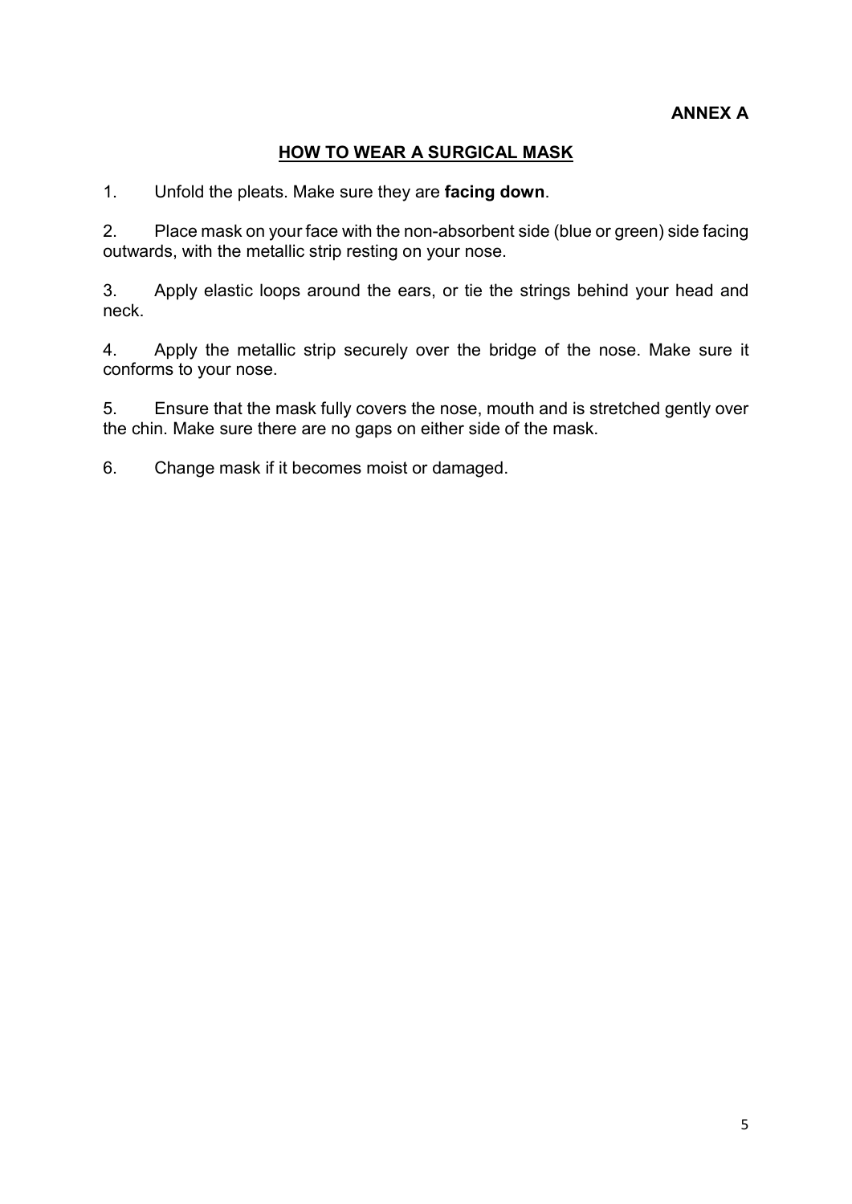**ANNEX A**

# HOW TO WEAR A SURGICAL MASK

1. Unfold the pleats. Make sure they are **facing down**.

2. Place mask on your face with the non-absorbent side (blue or green) side facing outwards, with the metallic strip resting on your nose.

3. Apply elastic loops around the ears, or tie the strings behind your head and neck.

4. Apply the metallic strip securely over the bridge of the nose. Make sure it conforms to your nose.

5. Ensure that the mask fully covers the nose, mouth and is stretched gently over the chin. Make sure there are no gaps on either side of the mask.

6. Change mask if it becomes moist or damaged.